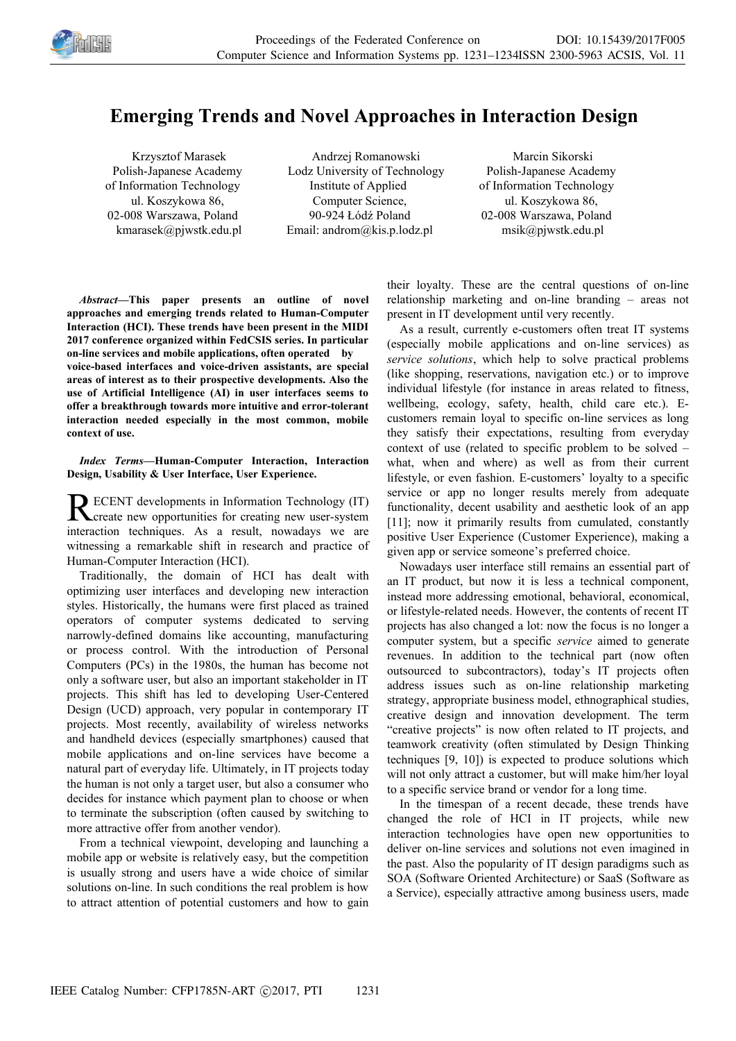# Emerging Trends and Novel Approaches in Interaction Design

Krzysztof Marasek
Polish-Japanese Academy of Information Technology
ul. Koszykowa 86, 02-008 Warszawa, Poland
kmarasek@pjwstk.edu.pl

Andrzej Romanowski
Lodz University of Technology
Institute of Applied Computer Science,
90-924 Łódź Poland
Email: androm@kis.p.lodz.pl

Marcin Sikorski
Polish-Japanese Academy of Information Technology
ul. Koszykowa 86, 02-008 Warszawa, Poland
msik@pjwstk.edu.pl

***Abstract*—This paper presents an outline of novel approaches and emerging trends related to Human-Computer Interaction (HCI). These trends have been present in the MIDI 2017 conference organized within FedCSIS series. In particular on-line services and mobile applications, often operated by voice-based interfaces and voice-driven assistants, are special areas of interest as to their prospective developments. Also the use of Artificial Intelligence (AI) in user interfaces seems to offer a breakthrough towards more intuitive and error-tolerant interaction needed especially in the most common, mobile context of use.**

***Index Terms*—Human-Computer Interaction, Interaction Design, Usability & User Interface, User Experience.**

RECENT developments in Information Technology (IT) create new opportunities for creating new user-system interaction techniques. As a result, nowadays we are witnessing a remarkable shift in research and practice of Human-Computer Interaction (HCI).

Traditionally, the domain of HCI has dealt with optimizing user interfaces and developing new interaction styles. Historically, the humans were first placed as trained operators of computer systems dedicated to serving narrowly-defined domains like accounting, manufacturing or process control. With the introduction of Personal Computers (PCs) in the 1980s, the human has become not only a software user, but also an important stakeholder in IT projects. This shift has led to developing User-Centered Design (UCD) approach, very popular in contemporary IT projects. Most recently, availability of wireless networks and handheld devices (especially smartphones) caused that mobile applications and on-line services have become a natural part of everyday life. Ultimately, in IT projects today the human is not only a target user, but also a consumer who decides for instance which payment plan to choose or when to terminate the subscription (often caused by switching to more attractive offer from another vendor).

From a technical viewpoint, developing and launching a mobile app or website is relatively easy, but the competition is usually strong and users have a wide choice of similar solutions on-line. In such conditions the real problem is how to attract attention of potential customers and how to gain their loyalty. These are the central questions of on-line relationship marketing and on-line branding – areas not present in IT development until very recently.

As a result, currently e-customers often treat IT systems (especially mobile applications and on-line services) as *service solutions*, which help to solve practical problems (like shopping, reservations, navigation etc.) or to improve individual lifestyle (for instance in areas related to fitness, wellbeing, ecology, safety, health, child care etc.). E-customers remain loyal to specific on-line services as long they satisfy their expectations, resulting from everyday context of use (related to specific problem to be solved – what, when and where) as well as from their current lifestyle, or even fashion. E-customers' loyalty to a specific service or app no longer results merely from adequate functionality, decent usability and aesthetic look of an app [11]; now it primarily results from cumulated, constantly positive User Experience (Customer Experience), making a given app or service someone's preferred choice.

Nowadays user interface still remains an essential part of an IT product, but now it is less a technical component, instead more addressing emotional, behavioral, economical, or lifestyle-related needs. However, the contents of recent IT projects has also changed a lot: now the focus is no longer a computer system, but a specific *service* aimed to generate revenues. In addition to the technical part (now often outsourced to subcontractors), today's IT projects often address issues such as on-line relationship marketing strategy, appropriate business model, ethnographical studies, creative design and innovation development. The term "creative projects" is now often related to IT projects, and teamwork creativity (often stimulated by Design Thinking techniques [9, 10]) is expected to produce solutions which will not only attract a customer, but will make him/her loyal to a specific service brand or vendor for a long time.

In the timespan of a recent decade, these trends have changed the role of HCI in IT projects, while new interaction technologies have open new opportunities to deliver on-line services and solutions not even imagined in the past. Also the popularity of IT design paradigms such as SOA (Software Oriented Architecture) or SaaS (Software as a Service), especially attractive among business users, made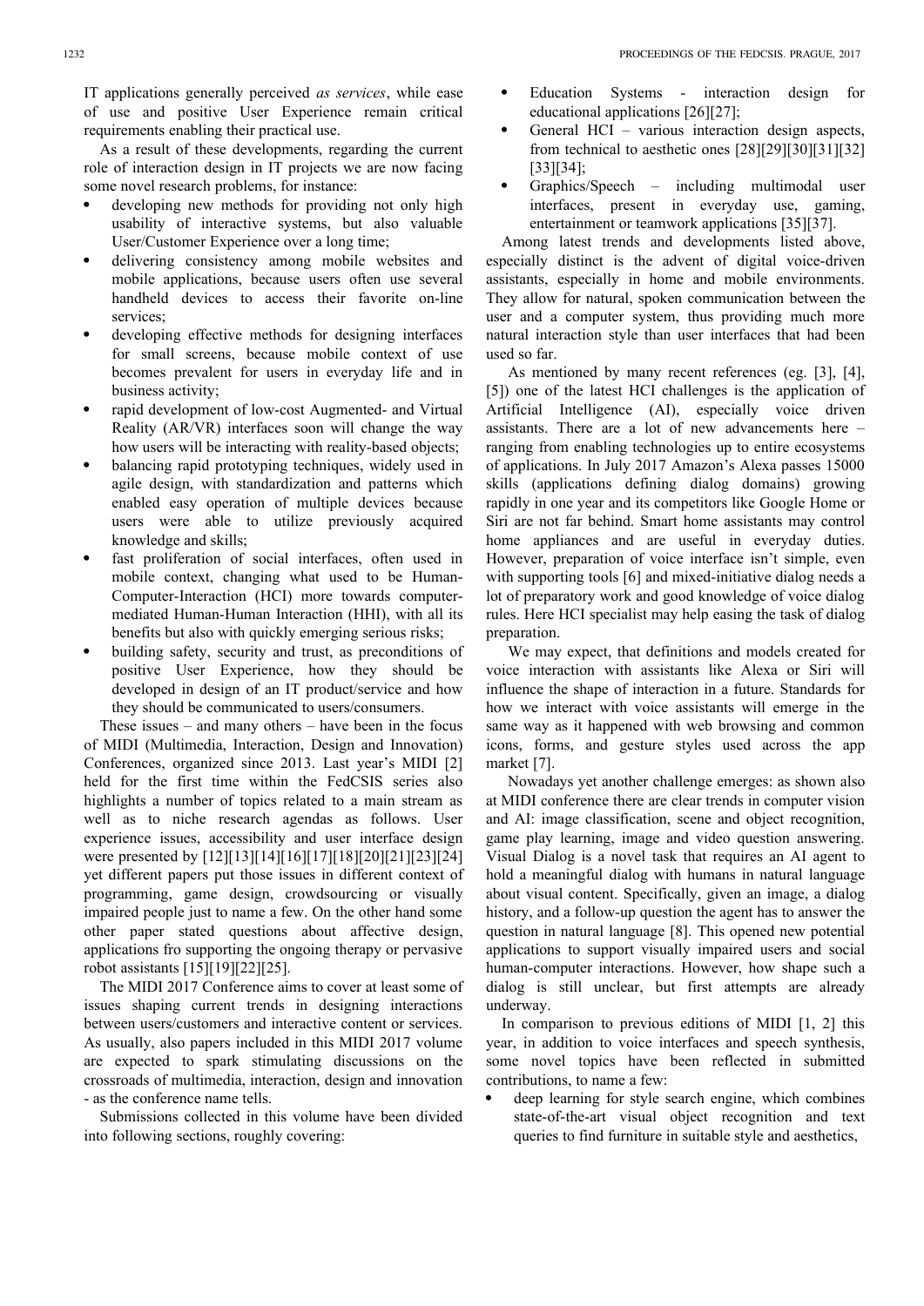IT applications generally perceived *as services*, while ease of use and positive User Experience remain critical requirements enabling their practical use.

As a result of these developments, regarding the current role of interaction design in IT projects we are now facing some novel research problems, for instance:

- developing new methods for providing not only high usability of interactive systems, but also valuable User/Customer Experience over a long time;
- delivering consistency among mobile websites and mobile applications, because users often use several handheld devices to access their favorite on-line services;
- developing effective methods for designing interfaces for small screens, because mobile context of use becomes prevalent for users in everyday life and in business activity;
- rapid development of low-cost Augmented- and Virtual Reality (AR/VR) interfaces soon will change the way how users will be interacting with reality-based objects;
- balancing rapid prototyping techniques, widely used in agile design, with standardization and patterns which enabled easy operation of multiple devices because users were able to utilize previously acquired knowledge and skills;
- fast proliferation of social interfaces, often used in mobile context, changing what used to be Human-Computer-Interaction (HCI) more towards computer-mediated Human-Human Interaction (HHI), with all its benefits but also with quickly emerging serious risks;
- building safety, security and trust, as preconditions of positive User Experience, how they should be developed in design of an IT product/service and how they should be communicated to users/consumers.

These issues – and many others – have been in the focus of MIDI (Multimedia, Interaction, Design and Innovation) Conferences, organized since 2013. Last year's MIDI [2] held for the first time within the FedCSIS series also highlights a number of topics related to a main stream as well as to niche research agendas as follows. User experience issues, accessibility and user interface design were presented by [12][13][14][16][17][18][20][21][23][24] yet different papers put those issues in different context of programming, game design, crowdsourcing or visually impaired people just to name a few. On the other hand some other paper stated questions about affective design, applications fro supporting the ongoing therapy or pervasive robot assistants [15][19][22][25].

The MIDI 2017 Conference aims to cover at least some of issues shaping current trends in designing interactions between users/customers and interactive content or services. As usually, also papers included in this MIDI 2017 volume are expected to spark stimulating discussions on the crossroads of multimedia, interaction, design and innovation - as the conference name tells.

Submissions collected in this volume have been divided into following sections, roughly covering:

- Education Systems - interaction design for educational applications [26][27];
- General HCI – various interaction design aspects, from technical to aesthetic ones [28][29][30][31][32][33][34];
- Graphics/Speech – including multimodal user interfaces, present in everyday use, gaming, entertainment or teamwork applications [35][37].

Among latest trends and developments listed above, especially distinct is the advent of digital voice-driven assistants, especially in home and mobile environments. They allow for natural, spoken communication between the user and a computer system, thus providing much more natural interaction style than user interfaces that had been used so far.

As mentioned by many recent references (eg. [3], [4], [5]) one of the latest HCI challenges is the application of Artificial Intelligence (AI), especially voice driven assistants. There are a lot of new advancements here – ranging from enabling technologies up to entire ecosystems of applications. In July 2017 Amazon's Alexa passes 15000 skills (applications defining dialog domains) growing rapidly in one year and its competitors like Google Home or Siri are not far behind. Smart home assistants may control home appliances and are useful in everyday duties. However, preparation of voice interface isn't simple, even with supporting tools [6] and mixed-initiative dialog needs a lot of preparatory work and good knowledge of voice dialog rules. Here HCI specialist may help easing the task of dialog preparation.

We may expect, that definitions and models created for voice interaction with assistants like Alexa or Siri will influence the shape of interaction in a future. Standards for how we interact with voice assistants will emerge in the same way as it happened with web browsing and common icons, forms, and gesture styles used across the app market [7].

Nowadays yet another challenge emerges: as shown also at MIDI conference there are clear trends in computer vision and AI: image classification, scene and object recognition, game play learning, image and video question answering. Visual Dialog is a novel task that requires an AI agent to hold a meaningful dialog with humans in natural language about visual content. Specifically, given an image, a dialog history, and a follow-up question the agent has to answer the question in natural language [8]. This opened new potential applications to support visually impaired users and social human-computer interactions. However, how shape such a dialog is still unclear, but first attempts are already underway.

In comparison to previous editions of MIDI [1, 2] this year, in addition to voice interfaces and speech synthesis, some novel topics have been reflected in submitted contributions, to name a few:

- deep learning for style search engine, which combines state-of-the-art visual object recognition and text queries to find furniture in suitable style and aesthetics,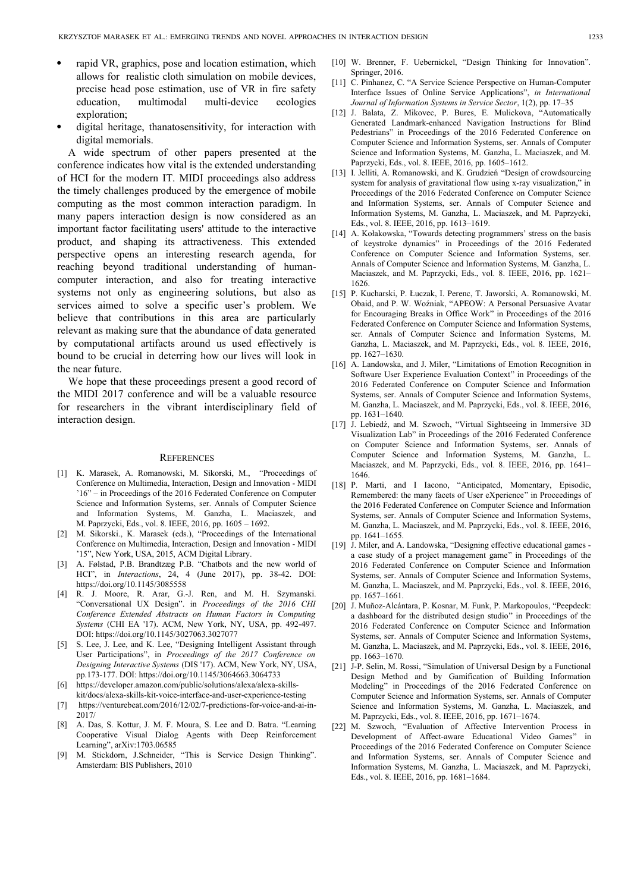- rapid VR, graphics, pose and location estimation, which allows for realistic cloth simulation on mobile devices, precise head pose estimation, use of VR in fire safety education, multimodal multi-device ecologies exploration;
- digital heritage, thanatosensitivity, for interaction with digital memorials.

A wide spectrum of other papers presented at the conference indicates how vital is the extended understanding of HCI for the modern IT. MIDI proceedings also address the timely challenges produced by the emergence of mobile computing as the most common interaction paradigm. In many papers interaction design is now considered as an important factor facilitating users' attitude to the interactive product, and shaping its attractiveness. This extended perspective opens an interesting research agenda, for reaching beyond traditional understanding of human-computer interaction, and also for treating interactive systems not only as engineering solutions, but also as services aimed to solve a specific user's problem. We believe that contributions in this area are particularly relevant as making sure that the abundance of data generated by computational artifacts around us used effectively is bound to be crucial in deterring how our lives will look in the near future.

We hope that these proceedings present a good record of the MIDI 2017 conference and will be a valuable resource for researchers in the vibrant interdisciplinary field of interaction design.

## References

[1] K. Marasek, A. Romanowski, M. Sikorski, M., "Proceedings of Conference on Multimedia, Interaction, Design and Innovation - MIDI '16" – in Proceedings of the 2016 Federated Conference on Computer Science and Information Systems, ser. Annals of Computer Science and Information Systems, M. Ganzha, L. Maciaszek, and M. Paprzycki, Eds., vol. 8. IEEE, 2016, pp. 1605 – 1692.

[2] M. Sikorski., K. Marasek (eds.), "Proceedings of the International Conference on Multimedia, Interaction, Design and Innovation - MIDI '15", New York, USA, 2015, ACM Digital Library.

[3] A. Følstad, P.B. Brandtzæg P.B. "Chatbots and the new world of HCI", in *Interactions*, 24, 4 (June 2017), pp. 38-42. DOI: https://doi.org/10.1145/3085558

[4] R. J. Moore, R. Arar, G.-J. Ren, and M. H. Szymanski. "Conversational UX Design". in *Proceedings of the 2016 CHI Conference Extended Abstracts on Human Factors in Computing Systems* (CHI EA '17). ACM, New York, NY, USA, pp. 492-497. DOI: https://doi.org/10.1145/3027063.3027077

[5] S. Lee, J. Lee, and K. Lee, "Designing Intelligent Assistant through User Participations", in *Proceedings of the 2017 Conference on Designing Interactive Systems* (DIS '17). ACM, New York, NY, USA, pp.173-177. DOI: https://doi.org/10.1145/3064663.3064733

[6] https://developer.amazon.com/public/solutions/alexa/alexa-skills-kit/docs/alexa-skills-kit-voice-interface-and-user-experience-testing

[7] https://venturebeat.com/2016/12/02/7-predictions-for-voice-and-ai-in-2017/

[8] A. Das, S. Kottur, J. M. F. Moura, S. Lee and D. Batra. "Learning Cooperative Visual Dialog Agents with Deep Reinforcement Learning", arXiv:1703.06585

[9] M. Stickdorn, J.Schneider, "This is Service Design Thinking". Amsterdam: BIS Publishers, 2010

[10] W. Brenner, F. Uebernickel, "Design Thinking for Innovation". Springer, 2016.

[11] C. Pinhanez, C. "A Service Science Perspective on Human-Computer Interface Issues of Online Service Applications", *in International Journal of Information Systems in Service Sector*, 1(2), pp. 17–35

[12] J. Balata, Z. Mikovec, P. Bures, E. Mulickova, "Automatically Generated Landmark-enhanced Navigation Instructions for Blind Pedestrians" in Proceedings of the 2016 Federated Conference on Computer Science and Information Systems, ser. Annals of Computer Science and Information Systems, M. Ganzha, L. Maciaszek, and M. Paprzycki, Eds., vol. 8. IEEE, 2016, pp. 1605–1612.

[13] I. Jelliti, A. Romanowski, and K. Grudzień "Design of crowdsourcing system for analysis of gravitational flow using x-ray visualization," in Proceedings of the 2016 Federated Conference on Computer Science and Information Systems, ser. Annals of Computer Science and Information Systems, M. Ganzha, L. Maciaszek, and M. Paprzycki, Eds., vol. 8. IEEE, 2016, pp. 1613–1619.

[14] A. Kołakowska, "Towards detecting programmers' stress on the basis of keystroke dynamics" in Proceedings of the 2016 Federated Conference on Computer Science and Information Systems, ser. Annals of Computer Science and Information Systems, M. Ganzha, L. Maciaszek, and M. Paprzycki, Eds., vol. 8. IEEE, 2016, pp. 1621–1626.

[15] P. Kucharski, P. Łuczak, I. Perenc, T. Jaworski, A. Romanowski, M. Obaid, and P. W. Woźniak, "APEOW: A Personal Persuasive Avatar for Encouraging Breaks in Office Work" in Proceedings of the 2016 Federated Conference on Computer Science and Information Systems, ser. Annals of Computer Science and Information Systems, M. Ganzha, L. Maciaszek, and M. Paprzycki, Eds., vol. 8. IEEE, 2016, pp. 1627–1630.

[16] A. Landowska, and J. Miler, "Limitations of Emotion Recognition in Software User Experience Evaluation Context" in Proceedings of the 2016 Federated Conference on Computer Science and Information Systems, ser. Annals of Computer Science and Information Systems, M. Ganzha, L. Maciaszek, and M. Paprzycki, Eds., vol. 8. IEEE, 2016, pp. 1631–1640.

[17] J. Lebiedź, and M. Szwoch, "Virtual Sightseeing in Immersive 3D Visualization Lab" in Proceedings of the 2016 Federated Conference on Computer Science and Information Systems, ser. Annals of Computer Science and Information Systems, M. Ganzha, L. Maciaszek, and M. Paprzycki, Eds., vol. 8. IEEE, 2016, pp. 1641–1646.

[18] P. Marti, and I Iacono, "Anticipated, Momentary, Episodic, Remembered: the many facets of User eXperience" in Proceedings of the 2016 Federated Conference on Computer Science and Information Systems, ser. Annals of Computer Science and Information Systems, M. Ganzha, L. Maciaszek, and M. Paprzycki, Eds., vol. 8. IEEE, 2016, pp. 1641–1655.

[19] J. Miler, and A. Landowska, "Designing effective educational games - a case study of a project management game" in Proceedings of the 2016 Federated Conference on Computer Science and Information Systems, ser. Annals of Computer Science and Information Systems, M. Ganzha, L. Maciaszek, and M. Paprzycki, Eds., vol. 8. IEEE, 2016, pp. 1657–1661.

[20] J. Muñoz-Alcántara, P. Kosnar, M. Funk, P. Markopoulos, "Peepdeck: a dashboard for the distributed design studio" in Proceedings of the 2016 Federated Conference on Computer Science and Information Systems, ser. Annals of Computer Science and Information Systems, M. Ganzha, L. Maciaszek, and M. Paprzycki, Eds., vol. 8. IEEE, 2016, pp. 1663–1670.

[21] J-P. Selin, M. Rossi, "Simulation of Universal Design by a Functional Design Method and by Gamification of Building Information Modeling" in Proceedings of the 2016 Federated Conference on Computer Science and Information Systems, ser. Annals of Computer Science and Information Systems, M. Ganzha, L. Maciaszek, and M. Paprzycki, Eds., vol. 8. IEEE, 2016, pp. 1671–1674.

[22] M. Szwoch, "Evaluation of Affective Intervention Process in Development of Affect-aware Educational Video Games" in Proceedings of the 2016 Federated Conference on Computer Science and Information Systems, ser. Annals of Computer Science and Information Systems, M. Ganzha, L. Maciaszek, and M. Paprzycki, Eds., vol. 8. IEEE, 2016, pp. 1681–1684.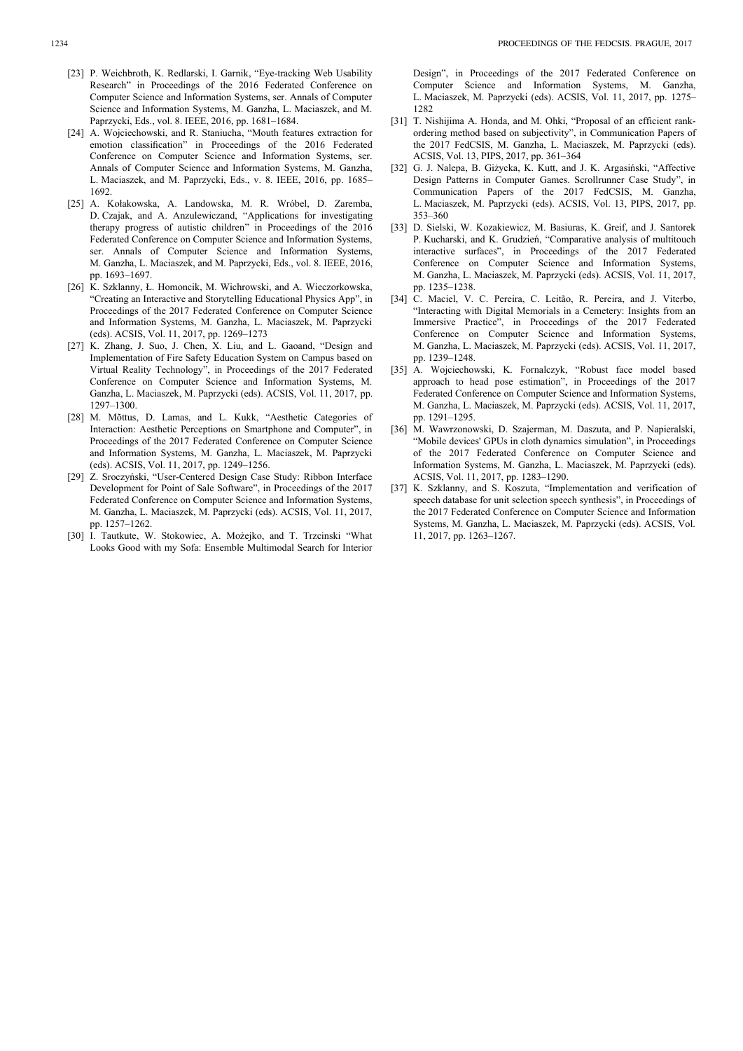[23] P. Weichbroth, K. Redlarski, I. Garnik, "Eye-tracking Web Usability Research" in Proceedings of the 2016 Federated Conference on Computer Science and Information Systems, ser. Annals of Computer Science and Information Systems, M. Ganzha, L. Maciaszek, and M. Paprzycki, Eds., vol. 8. IEEE, 2016, pp. 1681–1684.

[24] A. Wojciechowski, and R. Staniucha, "Mouth features extraction for emotion classification" in Proceedings of the 2016 Federated Conference on Computer Science and Information Systems, ser. Annals of Computer Science and Information Systems, M. Ganzha, L. Maciaszek, and M. Paprzycki, Eds., v. 8. IEEE, 2016, pp. 1685–1692.

[25] A. Kołakowska, A. Landowska, M. R. Wróbel, D. Zaremba, D. Czajak, and A. Anzulewiczand, "Applications for investigating therapy progress of autistic children" in Proceedings of the 2016 Federated Conference on Computer Science and Information Systems, ser. Annals of Computer Science and Information Systems, M. Ganzha, L. Maciaszek, and M. Paprzycki, Eds., vol. 8. IEEE, 2016, pp. 1693–1697.

[26] K. Szklanny, Ł. Homoncik, M. Wichrowski, and A. Wieczorkowska, "Creating an Interactive and Storytelling Educational Physics App", in Proceedings of the 2017 Federated Conference on Computer Science and Information Systems, M. Ganzha, L. Maciaszek, M. Paprzycki (eds). ACSIS, Vol. 11, 2017, pp. 1269–1273

[27] K. Zhang, J. Suo, J. Chen, X. Liu, and L. Gaoand, "Design and Implementation of Fire Safety Education System on Campus based on Virtual Reality Technology", in Proceedings of the 2017 Federated Conference on Computer Science and Information Systems, M. Ganzha, L. Maciaszek, M. Paprzycki (eds). ACSIS, Vol. 11, 2017, pp. 1297–1300.

[28] M. Mõttus, D. Lamas, and L. Kukk, "Aesthetic Categories of Interaction: Aesthetic Perceptions on Smartphone and Computer", in Proceedings of the 2017 Federated Conference on Computer Science and Information Systems, M. Ganzha, L. Maciaszek, M. Paprzycki (eds). ACSIS, Vol. 11, 2017, pp. 1249–1256.

[29] Z. Sroczyński, "User-Centered Design Case Study: Ribbon Interface Development for Point of Sale Software", in Proceedings of the 2017 Federated Conference on Computer Science and Information Systems, M. Ganzha, L. Maciaszek, M. Paprzycki (eds). ACSIS, Vol. 11, 2017, pp. 1257–1262.

[30] I. Tautkute, W. Stokowiec, A. Możejko, and T. Trzcinski "What Looks Good with my Sofa: Ensemble Multimodal Search for Interior Design", in Proceedings of the 2017 Federated Conference on Computer Science and Information Systems, M. Ganzha, L. Maciaszek, M. Paprzycki (eds). ACSIS, Vol. 11, 2017, pp. 1275–1282

[31] T. Nishijima A. Honda, and M. Ohki, "Proposal of an efficient rank-ordering method based on subjectivity", in Communication Papers of the 2017 FedCSIS, M. Ganzha, L. Maciaszek, M. Paprzycki (eds). ACSIS, Vol. 13, PIPS, 2017, pp. 361–364

[32] G. J. Nalepa, B. Giżycka, K. Kutt, and J. K. Argasiński, "Affective Design Patterns in Computer Games. Scrollrunner Case Study", in Communication Papers of the 2017 FedCSIS, M. Ganzha, L. Maciaszek, M. Paprzycki (eds). ACSIS, Vol. 13, PIPS, 2017, pp. 353–360

[33] D. Sielski, W. Kozakiewicz, M. Basiuras, K. Greif, and J. Santorek P. Kucharski, and K. Grudzień, "Comparative analysis of multitouch interactive surfaces", in Proceedings of the 2017 Federated Conference on Computer Science and Information Systems, M. Ganzha, L. Maciaszek, M. Paprzycki (eds). ACSIS, Vol. 11, 2017, pp. 1235–1238.

[34] C. Maciel, V. C. Pereira, C. Leitão, R. Pereira, and J. Viterbo, "Interacting with Digital Memorials in a Cemetery: Insights from an Immersive Practice", in Proceedings of the 2017 Federated Conference on Computer Science and Information Systems, M. Ganzha, L. Maciaszek, M. Paprzycki (eds). ACSIS, Vol. 11, 2017, pp. 1239–1248.

[35] A. Wojciechowski, K. Fornalczyk, "Robust face model based approach to head pose estimation", in Proceedings of the 2017 Federated Conference on Computer Science and Information Systems, M. Ganzha, L. Maciaszek, M. Paprzycki (eds). ACSIS, Vol. 11, 2017, pp. 1291–1295.

[36] M. Wawrzonowski, D. Szajerman, M. Daszuta, and P. Napieralski, "Mobile devices' GPUs in cloth dynamics simulation", in Proceedings of the 2017 Federated Conference on Computer Science and Information Systems, M. Ganzha, L. Maciaszek, M. Paprzycki (eds). ACSIS, Vol. 11, 2017, pp. 1283–1290.

[37] K. Szklanny, and S. Koszuta, "Implementation and verification of speech database for unit selection speech synthesis", in Proceedings of the 2017 Federated Conference on Computer Science and Information Systems, M. Ganzha, L. Maciaszek, M. Paprzycki (eds). ACSIS, Vol. 11, 2017, pp. 1263–1267.